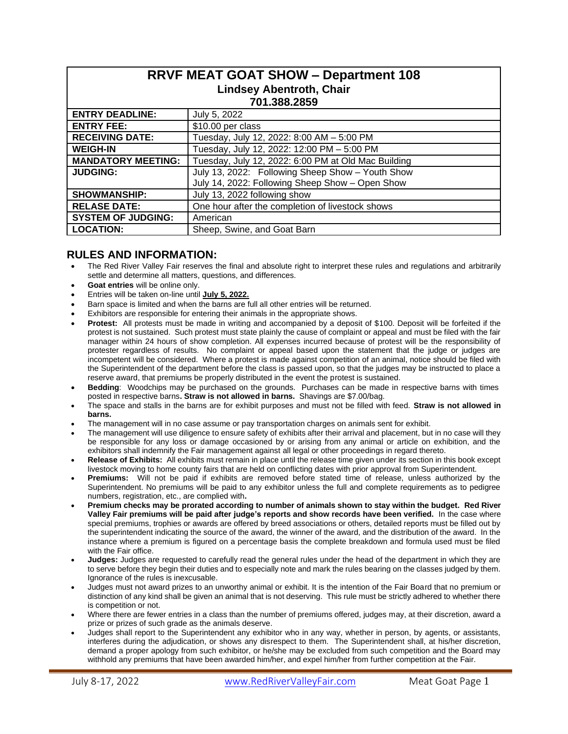| RRVF MEAT GOAT SHOW – Department 108<br>Lindsey Abentroth, Chair<br>701.388.2859 | |
|---|---|
| **ENTRY DEADLINE:** | July 5, 2022 |
| **ENTRY FEE:** | $10.00 per class |
| **RECEIVING DATE:** | Tuesday, July 12, 2022: 8:00 AM – 5:00 PM |
| **WEIGH-IN** | Tuesday, July 12, 2022: 12:00 PM – 5:00 PM |
| **MANDATORY MEETING:** | Tuesday, July 12, 2022: 6:00 PM at Old Mac Building |
| **JUDGING:** | July 13, 2022: Following Sheep Show – Youth Show<br>July 14, 2022: Following Sheep Show – Open Show |
| **SHOWMANSHIP:** | July 13, 2022 following show |
| **RELASE DATE:** | One hour after the completion of livestock shows |
| **SYSTEM OF JUDGING:** | American |
| **LOCATION:** | Sheep, Swine, and Goat Barn |

## RULES AND INFORMATION:

- The Red River Valley Fair reserves the final and absolute right to interpret these rules and regulations and arbitrarily settle and determine all matters, questions, and differences.
- **Goat entries** will be online only.
- Entries will be taken on-line until **July 5, 2022.**
- Barn space is limited and when the barns are full all other entries will be returned.
- Exhibitors are responsible for entering their animals in the appropriate shows.
- **Protest:** All protests must be made in writing and accompanied by a deposit of $100. Deposit will be forfeited if the protest is not sustained. Such protest must state plainly the cause of complaint or appeal and must be filed with the fair manager within 24 hours of show completion. All expenses incurred because of protest will be the responsibility of protester regardless of results. No complaint or appeal based upon the statement that the judge or judges are incompetent will be considered. Where a protest is made against competition of an animal, notice should be filed with the Superintendent of the department before the class is passed upon, so that the judges may be instructed to place a reserve award, that premiums be properly distributed in the event the protest is sustained.
- **Bedding**: Woodchips may be purchased on the grounds. Purchases can be made in respective barns with times posted in respective barns**. Straw is not allowed in barns.** Shavings are $7.00/bag.
- The space and stalls in the barns are for exhibit purposes and must not be filled with feed. **Straw is not allowed in barns.**
- The management will in no case assume or pay transportation charges on animals sent for exhibit.
- The management will use diligence to ensure safety of exhibits after their arrival and placement, but in no case will they be responsible for any loss or damage occasioned by or arising from any animal or article on exhibition, and the exhibitors shall indemnify the Fair management against all legal or other proceedings in regard thereto.
- **Release of Exhibits:** All exhibits must remain in place until the release time given under its section in this book except livestock moving to home county fairs that are held on conflicting dates with prior approval from Superintendent.
- **Premiums:** Will not be paid if exhibits are removed before stated time of release, unless authorized by the Superintendent. No premiums will be paid to any exhibitor unless the full and complete requirements as to pedigree numbers, registration, etc., are complied with**.**
- **Premium checks may be prorated according to number of animals shown to stay within the budget. Red River Valley Fair premiums will be paid after judge's reports and show records have been verified.** In the case where special premiums, trophies or awards are offered by breed associations or others, detailed reports must be filled out by the superintendent indicating the source of the award, the winner of the award, and the distribution of the award. In the instance where a premium is figured on a percentage basis the complete breakdown and formula used must be filed with the Fair office.
- **Judges:** Judges are requested to carefully read the general rules under the head of the department in which they are to serve before they begin their duties and to especially note and mark the rules bearing on the classes judged by them. Ignorance of the rules is inexcusable.
- Judges must not award prizes to an unworthy animal or exhibit. It is the intention of the Fair Board that no premium or distinction of any kind shall be given an animal that is not deserving. This rule must be strictly adhered to whether there is competition or not.
- Where there are fewer entries in a class than the number of premiums offered, judges may, at their discretion, award a prize or prizes of such grade as the animals deserve.
- Judges shall report to the Superintendent any exhibitor who in any way, whether in person, by agents, or assistants, interferes during the adjudication, or shows any disrespect to them. The Superintendent shall, at his/her discretion, demand a proper apology from such exhibitor, or he/she may be excluded from such competition and the Board may withhold any premiums that have been awarded him/her, and expel him/her from further competition at the Fair.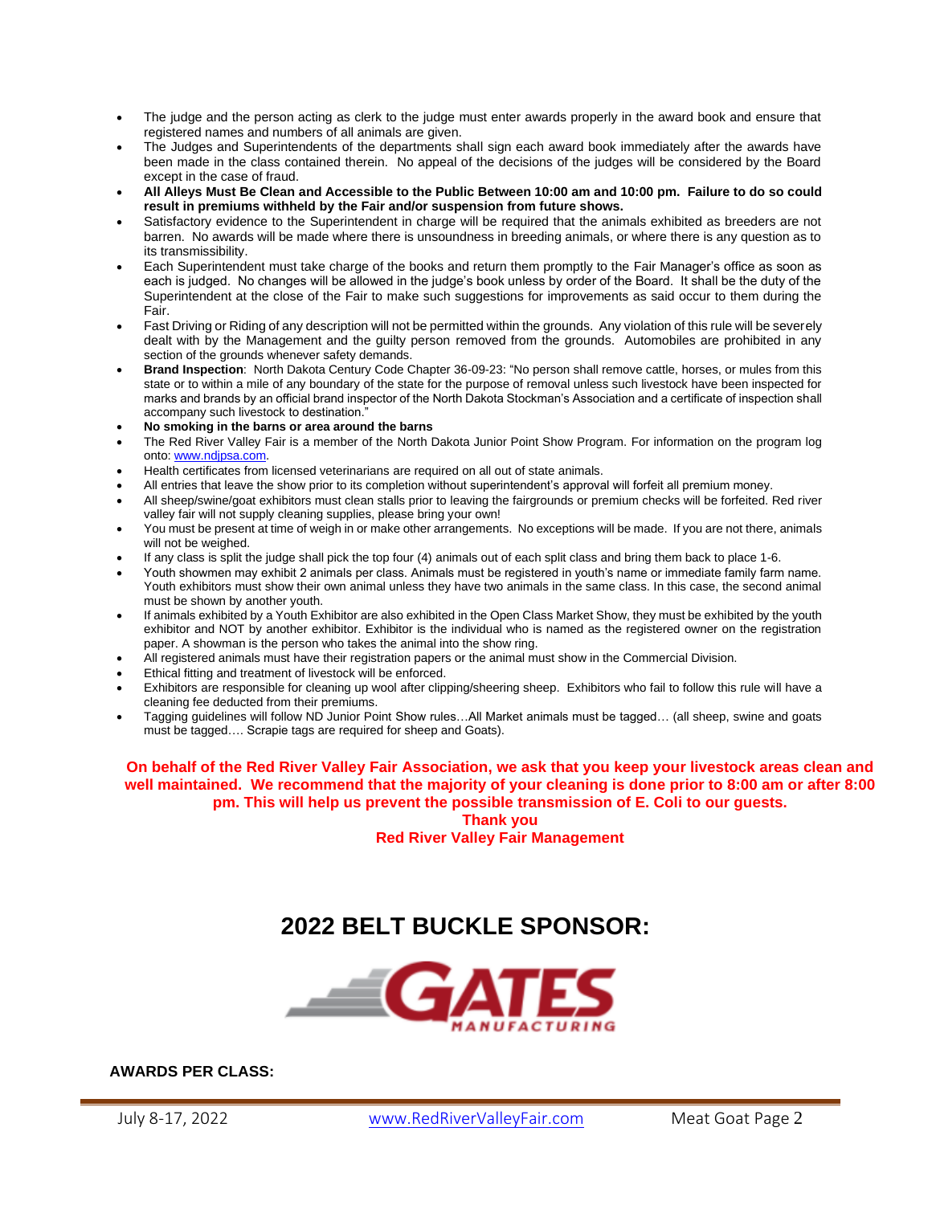- The judge and the person acting as clerk to the judge must enter awards properly in the award book and ensure that registered names and numbers of all animals are given.
- The Judges and Superintendents of the departments shall sign each award book immediately after the awards have been made in the class contained therein. No appeal of the decisions of the judges will be considered by the Board except in the case of fraud.
- **All Alleys Must Be Clean and Accessible to the Public Between 10:00 am and 10:00 pm. Failure to do so could result in premiums withheld by the Fair and/or suspension from future shows.**
- Satisfactory evidence to the Superintendent in charge will be required that the animals exhibited as breeders are not barren. No awards will be made where there is unsoundness in breeding animals, or where there is any question as to its transmissibility.
- Each Superintendent must take charge of the books and return them promptly to the Fair Manager's office as soon as each is judged. No changes will be allowed in the judge's book unless by order of the Board. It shall be the duty of the Superintendent at the close of the Fair to make such suggestions for improvements as said occur to them during the Fair.
- Fast Driving or Riding of any description will not be permitted within the grounds. Any violation of this rule will be severely dealt with by the Management and the guilty person removed from the grounds. Automobiles are prohibited in any section of the grounds whenever safety demands.
- **Brand Inspection**: North Dakota Century Code Chapter 36-09-23: "No person shall remove cattle, horses, or mules from this state or to within a mile of any boundary of the state for the purpose of removal unless such livestock have been inspected for marks and brands by an official brand inspector of the North Dakota Stockman's Association and a certificate of inspection shall accompany such livestock to destination."
- **No smoking in the barns or area around the barns**
- The Red River Valley Fair is a member of the North Dakota Junior Point Show Program. For information on the program log onto: www.ndjpsa.com.
- Health certificates from licensed veterinarians are required on all out of state animals.
- All entries that leave the show prior to its completion without superintendent's approval will forfeit all premium money.
- All sheep/swine/goat exhibitors must clean stalls prior to leaving the fairgrounds or premium checks will be forfeited. Red river valley fair will not supply cleaning supplies, please bring your own!
- You must be present at time of weigh in or make other arrangements. No exceptions will be made. If you are not there, animals will not be weighed.
- If any class is split the judge shall pick the top four (4) animals out of each split class and bring them back to place 1-6.
- Youth showmen may exhibit 2 animals per class. Animals must be registered in youth's name or immediate family farm name. Youth exhibitors must show their own animal unless they have two animals in the same class. In this case, the second animal must be shown by another youth.
- If animals exhibited by a Youth Exhibitor are also exhibited in the Open Class Market Show, they must be exhibited by the youth exhibitor and NOT by another exhibitor. Exhibitor is the individual who is named as the registered owner on the registration paper. A showman is the person who takes the animal into the show ring.
- All registered animals must have their registration papers or the animal must show in the Commercial Division.
- Ethical fitting and treatment of livestock will be enforced.
- Exhibitors are responsible for cleaning up wool after clipping/sheering sheep. Exhibitors who fail to follow this rule will have a cleaning fee deducted from their premiums.
- Tagging guidelines will follow ND Junior Point Show rules…All Market animals must be tagged… (all sheep, swine and goats must be tagged…. Scrapie tags are required for sheep and Goats).

**On behalf of the Red River Valley Fair Association, we ask that you keep your livestock areas clean and well maintained. We recommend that the majority of your cleaning is done prior to 8:00 am or after 8:00 pm. This will help us prevent the possible transmission of E. Coli to our guests.**

**Thank you**

**Red River Valley Fair Management**

# 2022 BELT BUCKLE SPONSOR:

GATES MANUFACTURING

**AWARDS PER CLASS:**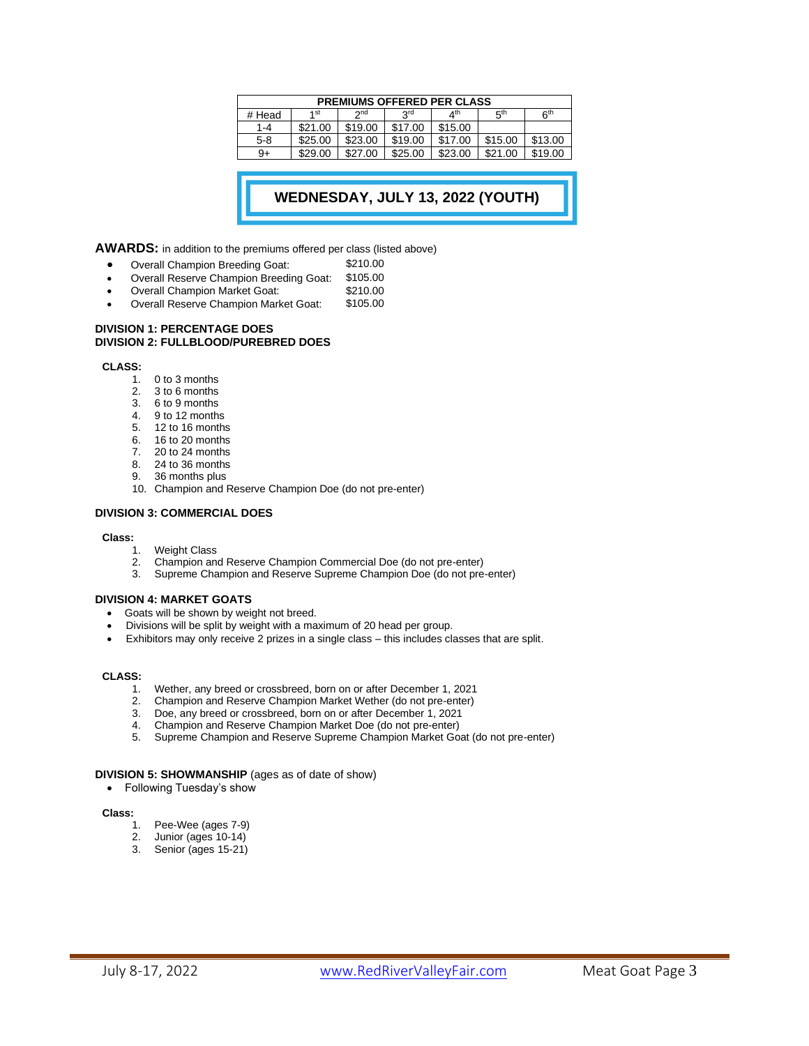| PREMIUMS OFFERED PER CLASS | | | | | | |
|---|---|---|---|---|---|---|
| # Head | 1st | 2nd | 3rd | 4th | 5th | 6th |
| 1-4 | $21.00 | $19.00 | $17.00 | $15.00 | | |
| 5-8 | $25.00 | $23.00 | $19.00 | $17.00 | $15.00 | $13.00 |
| 9+ | $29.00 | $27.00 | $25.00 | $23.00 | $21.00 | $19.00 |

## WEDNESDAY, JULY 13, 2022 (YOUTH)

**AWARDS:** in addition to the premiums offered per class (listed above)

- Overall Champion Breeding Goat: $210.00
- Overall Reserve Champion Breeding Goat: $105.00
- Overall Champion Market Goat: $210.00
- Overall Reserve Champion Market Goat: $105.00

**DIVISION 1: PERCENTAGE DOES**
**DIVISION 2: FULLBLOOD/PUREBRED DOES**

**CLASS:**

1. 0 to 3 months
2. 3 to 6 months
3. 6 to 9 months
4. 9 to 12 months
5. 12 to 16 months
6. 16 to 20 months
7. 20 to 24 months
8. 24 to 36 months
9. 36 months plus
10. Champion and Reserve Champion Doe (do not pre-enter)

**DIVISION 3: COMMERCIAL DOES**

**Class:**

1. Weight Class
2. Champion and Reserve Champion Commercial Doe (do not pre-enter)
3. Supreme Champion and Reserve Supreme Champion Doe (do not pre-enter)

**DIVISION 4: MARKET GOATS**

- Goats will be shown by weight not breed.
- Divisions will be split by weight with a maximum of 20 head per group.
- Exhibitors may only receive 2 prizes in a single class – this includes classes that are split.

**CLASS:**

1. Wether, any breed or crossbreed, born on or after December 1, 2021
2. Champion and Reserve Champion Market Wether (do not pre-enter)
3. Doe, any breed or crossbreed, born on or after December 1, 2021
4. Champion and Reserve Champion Market Doe (do not pre-enter)
5. Supreme Champion and Reserve Supreme Champion Market Goat (do not pre-enter)

**DIVISION 5: SHOWMANSHIP** (ages as of date of show)

- Following Tuesday's show

**Class:**

1. Pee-Wee (ages 7-9)
2. Junior (ages 10-14)
3. Senior (ages 15-21)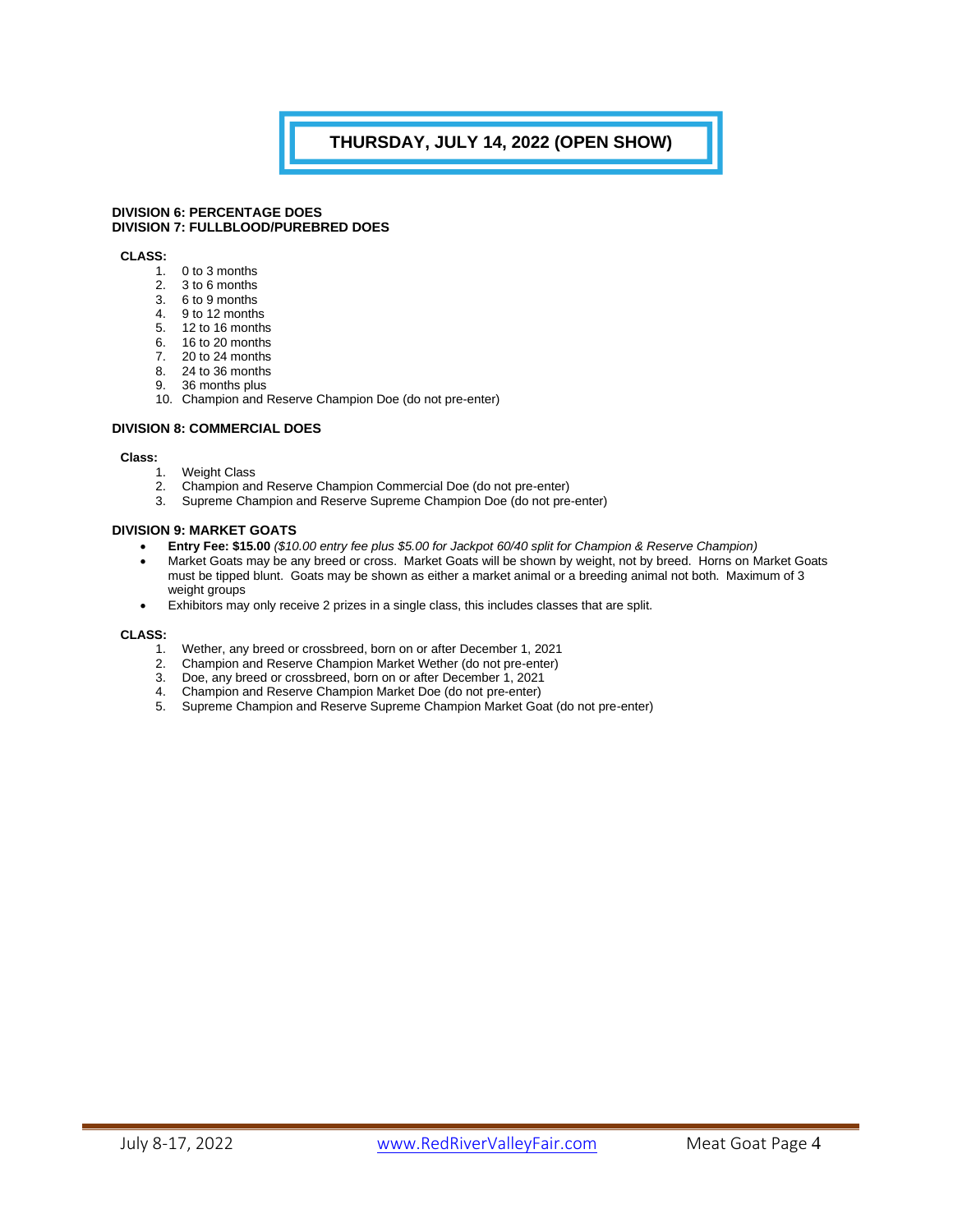# THURSDAY, JULY 14, 2022 (OPEN SHOW)

**DIVISION 6: PERCENTAGE DOES**
**DIVISION 7: FULLBLOOD/PUREBRED DOES**

**CLASS:**

1. 0 to 3 months
2. 3 to 6 months
3. 6 to 9 months
4. 9 to 12 months
5. 12 to 16 months
6. 16 to 20 months
7. 20 to 24 months
8. 24 to 36 months
9. 36 months plus
10. Champion and Reserve Champion Doe (do not pre-enter)

**DIVISION 8: COMMERCIAL DOES**

**Class:**

1. Weight Class
2. Champion and Reserve Champion Commercial Doe (do not pre-enter)
3. Supreme Champion and Reserve Supreme Champion Doe (do not pre-enter)

**DIVISION 9: MARKET GOATS**

- **Entry Fee: $15.00** *($10.00 entry fee plus $5.00 for Jackpot 60/40 split for Champion & Reserve Champion)*
- Market Goats may be any breed or cross. Market Goats will be shown by weight, not by breed. Horns on Market Goats must be tipped blunt. Goats may be shown as either a market animal or a breeding animal not both. Maximum of 3 weight groups
- Exhibitors may only receive 2 prizes in a single class, this includes classes that are split.

**CLASS:**

1. Wether, any breed or crossbreed, born on or after December 1, 2021
2. Champion and Reserve Champion Market Wether (do not pre-enter)
3. Doe, any breed or crossbreed, born on or after December 1, 2021
4. Champion and Reserve Champion Market Doe (do not pre-enter)
5. Supreme Champion and Reserve Supreme Champion Market Goat (do not pre-enter)